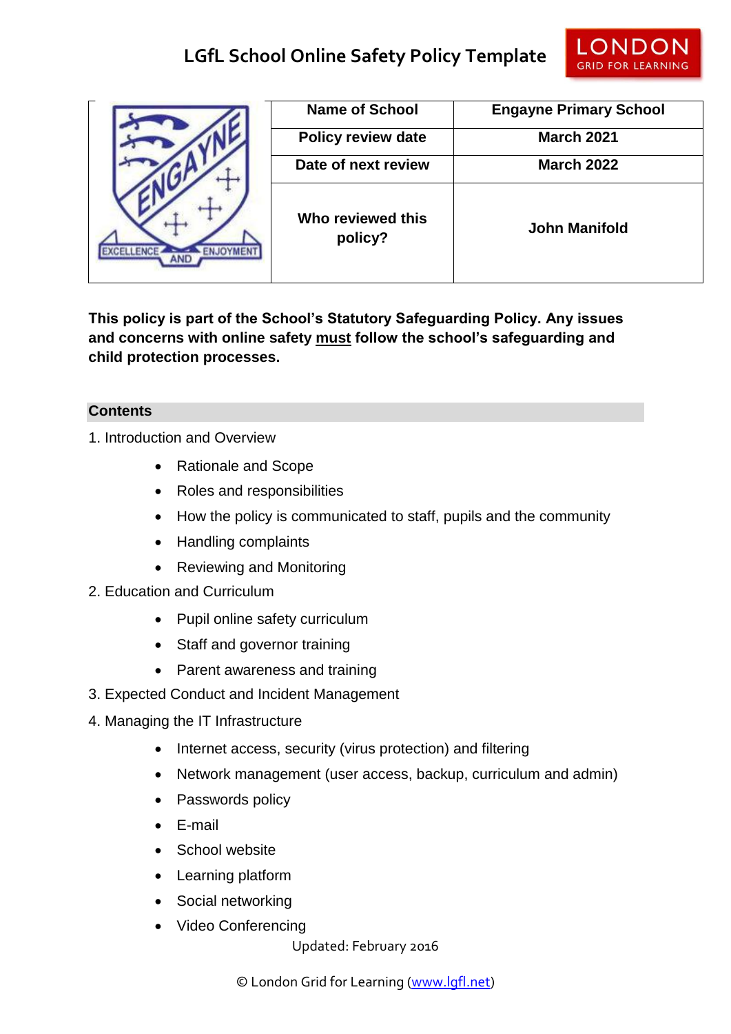# LGfL School Online Safety Policy Template

| | Name of School | Engayne Primary School |
|---|---|---|
| | Policy review date | March 2021 |
| | Date of next review | March 2022 |
| | Who reviewed this policy? | John Manifold |

**This policy is part of the School's Statutory Safeguarding Policy. Any issues and concerns with online safety must follow the school's safeguarding and child protection processes.**

## Contents

1. Introduction and Overview
   - Rationale and Scope
   - Roles and responsibilities
   - How the policy is communicated to staff, pupils and the community
   - Handling complaints
   - Reviewing and Monitoring
2. Education and Curriculum
   - Pupil online safety curriculum
   - Staff and governor training
   - Parent awareness and training
3. Expected Conduct and Incident Management
4. Managing the IT Infrastructure
   - Internet access, security (virus protection) and filtering
   - Network management (user access, backup, curriculum and admin)
   - Passwords policy
   - E-mail
   - School website
   - Learning platform
   - Social networking
   - Video Conferencing

Updated: February 2016

© London Grid for Learning (www.lgfl.net)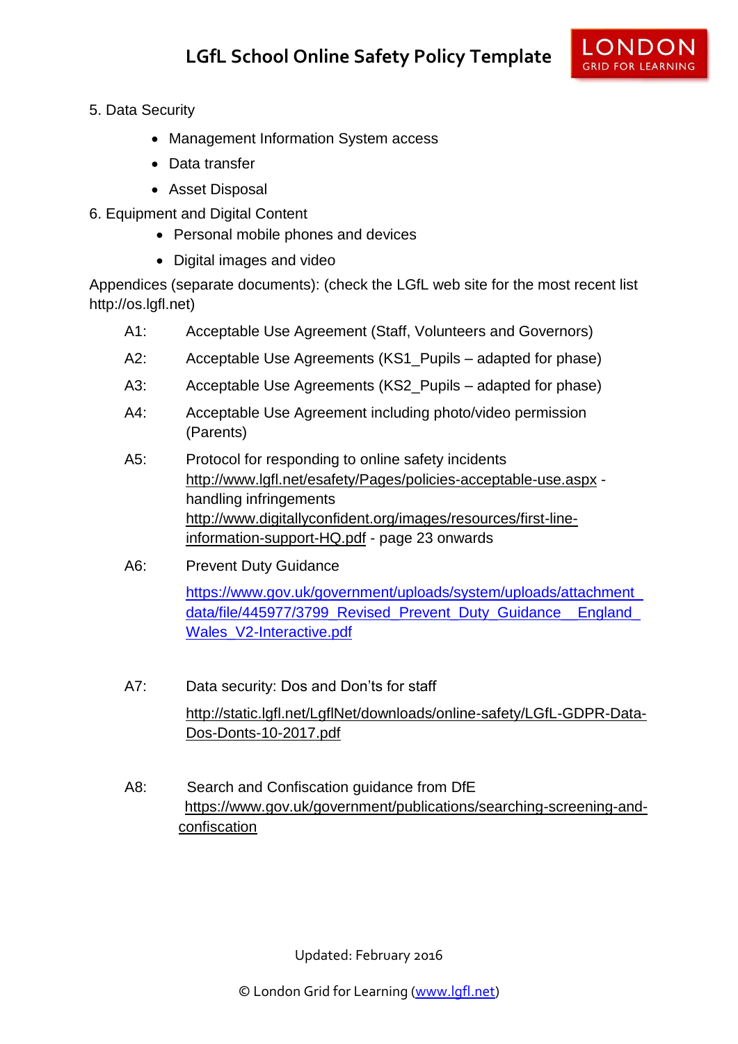5. Data Security
    - Management Information System access
    - Data transfer
    - Asset Disposal

6. Equipment and Digital Content
    - Personal mobile phones and devices
    - Digital images and video

Appendices (separate documents): (check the LGfL web site for the most recent list http://os.lgfl.net)

A1: Acceptable Use Agreement (Staff, Volunteers and Governors)

A2: Acceptable Use Agreements (KS1_Pupils – adapted for phase)

A3: Acceptable Use Agreements (KS2_Pupils – adapted for phase)

A4: Acceptable Use Agreement including photo/video permission (Parents)

A5: Protocol for responding to online safety incidents http://www.lgfl.net/esafety/Pages/policies-acceptable-use.aspx - handling infringements http://www.digitallyconfident.org/images/resources/first-line-information-support-HQ.pdf - page 23 onwards

A6: Prevent Duty Guidance

https://www.gov.uk/government/uploads/system/uploads/attachment_data/file/445977/3799_Revised_Prevent_Duty_Guidance__England_Wales_V2-Interactive.pdf

A7: Data security: Dos and Don'ts for staff

http://static.lgfl.net/LgflNet/downloads/online-safety/LGfL-GDPR-Data-Dos-Donts-10-2017.pdf

A8: Search and Confiscation guidance from DfE https://www.gov.uk/government/publications/searching-screening-and-confiscation

Updated: February 2016

© London Grid for Learning (www.lgfl.net)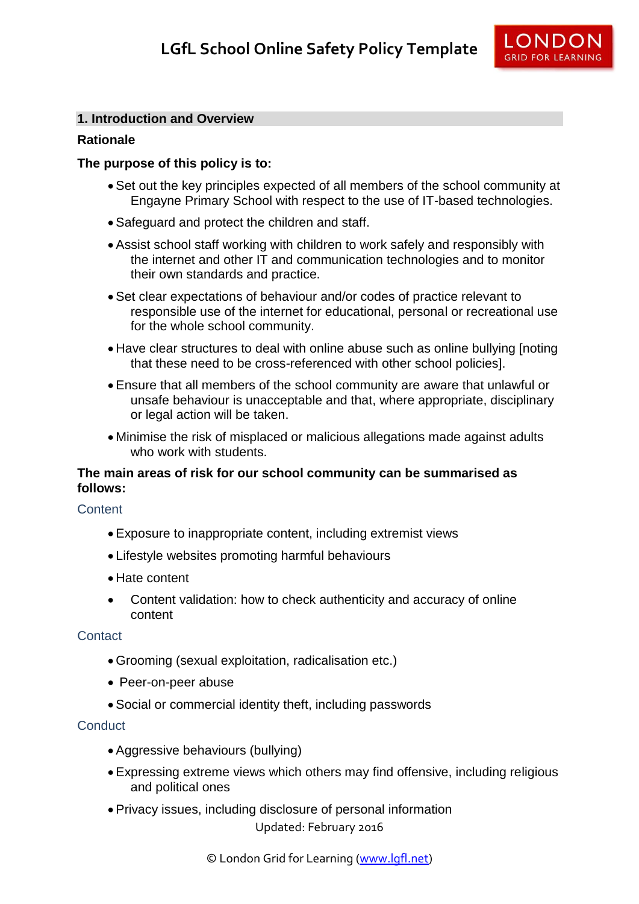## 1. Introduction and Overview

### Rationale

**The purpose of this policy is to:**

- Set out the key principles expected of all members of the school community at Engayne Primary School with respect to the use of IT-based technologies.
- Safeguard and protect the children and staff.
- Assist school staff working with children to work safely and responsibly with the internet and other IT and communication technologies and to monitor their own standards and practice.
- Set clear expectations of behaviour and/or codes of practice relevant to responsible use of the internet for educational, personal or recreational use for the whole school community.
- Have clear structures to deal with online abuse such as online bullying [noting that these need to be cross-referenced with other school policies].
- Ensure that all members of the school community are aware that unlawful or unsafe behaviour is unacceptable and that, where appropriate, disciplinary or legal action will be taken.
- Minimise the risk of misplaced or malicious allegations made against adults who work with students.

**The main areas of risk for our school community can be summarised as follows:**

Content

- Exposure to inappropriate content, including extremist views
- Lifestyle websites promoting harmful behaviours
- Hate content
- Content validation: how to check authenticity and accuracy of online content

Contact

- Grooming (sexual exploitation, radicalisation etc.)
- Peer-on-peer abuse
- Social or commercial identity theft, including passwords

Conduct

- Aggressive behaviours (bullying)
- Expressing extreme views which others may find offensive, including religious and political ones
- Privacy issues, including disclosure of personal information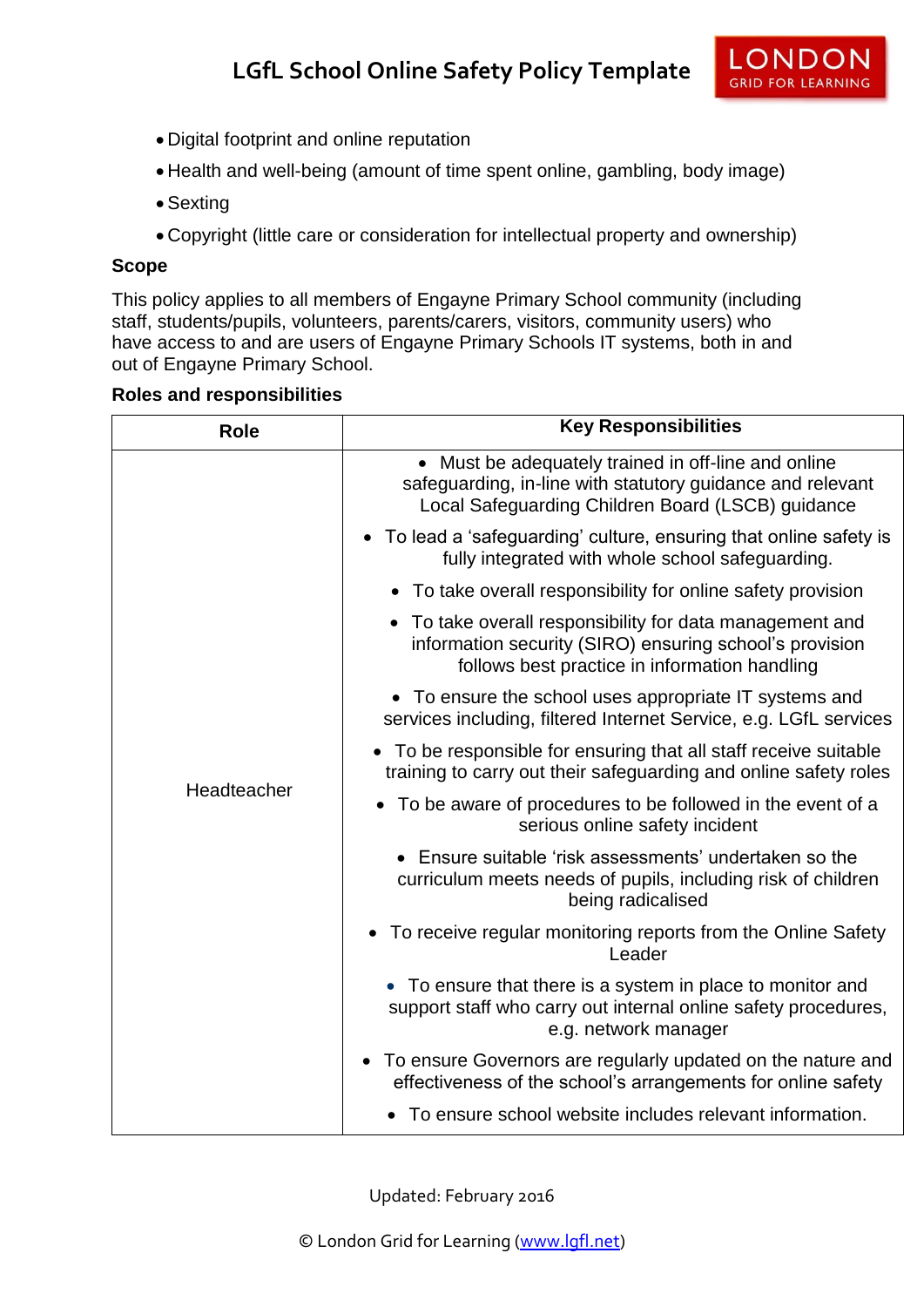- Digital footprint and online reputation
- Health and well-being (amount of time spent online, gambling, body image)
- Sexting
- Copyright (little care or consideration for intellectual property and ownership)

**Scope**

This policy applies to all members of Engayne Primary School community (including staff, students/pupils, volunteers, parents/carers, visitors, community users) who have access to and are users of Engayne Primary Schools IT systems, both in and out of Engayne Primary School.

**Roles and responsibilities**

| Role | Key Responsibilities |
|---|---|
| Headteacher | • Must be adequately trained in off-line and online safeguarding, in-line with statutory guidance and relevant Local Safeguarding Children Board (LSCB) guidance<br>• To lead a 'safeguarding' culture, ensuring that online safety is fully integrated with whole school safeguarding.<br>• To take overall responsibility for online safety provision<br>• To take overall responsibility for data management and information security (SIRO) ensuring school's provision follows best practice in information handling<br>• To ensure the school uses appropriate IT systems and services including, filtered Internet Service, e.g. LGfL services<br>• To be responsible for ensuring that all staff receive suitable training to carry out their safeguarding and online safety roles<br>• To be aware of procedures to be followed in the event of a serious online safety incident<br>• Ensure suitable 'risk assessments' undertaken so the curriculum meets needs of pupils, including risk of children being radicalised<br>• To receive regular monitoring reports from the Online Safety Leader<br>• To ensure that there is a system in place to monitor and support staff who carry out internal online safety procedures, e.g. network manager<br>• To ensure Governors are regularly updated on the nature and effectiveness of the school's arrangements for online safety<br>• To ensure school website includes relevant information. |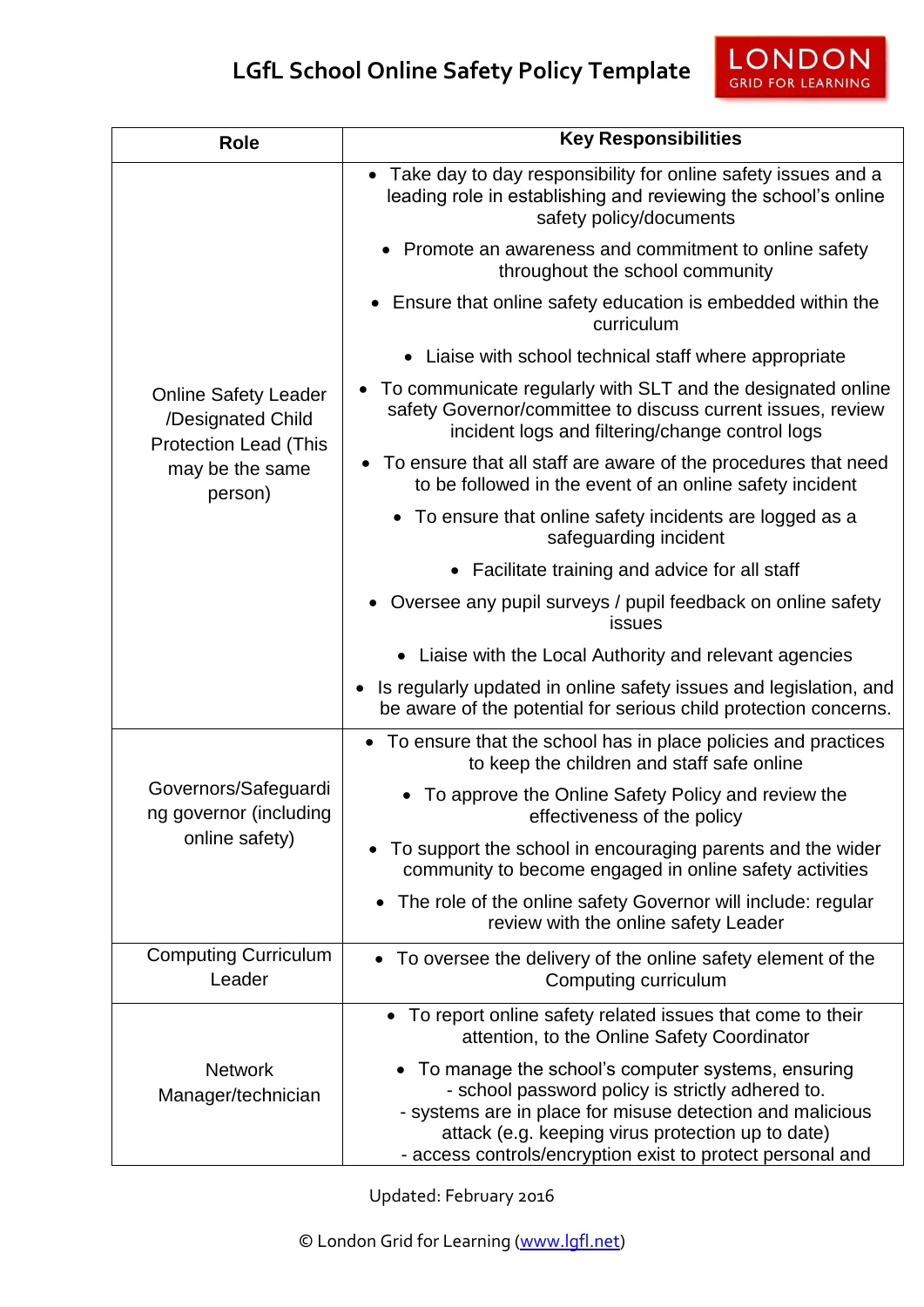| Role | Key Responsibilities |
| --- | --- |
| Online Safety Leader /Designated Child Protection Lead (This may be the same person) | • Take day to day responsibility for online safety issues and a leading role in establishing and reviewing the school's online safety policy/documents<br>• Promote an awareness and commitment to online safety throughout the school community<br>• Ensure that online safety education is embedded within the curriculum<br>• Liaise with school technical staff where appropriate<br>• To communicate regularly with SLT and the designated online safety Governor/committee to discuss current issues, review incident logs and filtering/change control logs<br>• To ensure that all staff are aware of the procedures that need to be followed in the event of an online safety incident<br>• To ensure that online safety incidents are logged as a safeguarding incident<br>• Facilitate training and advice for all staff<br>• Oversee any pupil surveys / pupil feedback on online safety issues<br>• Liaise with the Local Authority and relevant agencies<br>• Is regularly updated in online safety issues and legislation, and be aware of the potential for serious child protection concerns. |
| Governors/Safeguarding governor (including online safety) | • To ensure that the school has in place policies and practices to keep the children and staff safe online<br>• To approve the Online Safety Policy and review the effectiveness of the policy<br>• To support the school in encouraging parents and the wider community to become engaged in online safety activities<br>• The role of the online safety Governor will include: regular review with the online safety Leader |
| Computing Curriculum Leader | • To oversee the delivery of the online safety element of the Computing curriculum |
| Network Manager/technician | • To report online safety related issues that come to their attention, to the Online Safety Coordinator<br>• To manage the school's computer systems, ensuring<br>- school password policy is strictly adhered to.<br>- systems are in place for misuse detection and malicious attack (e.g. keeping virus protection up to date)<br>- access controls/encryption exist to protect personal and |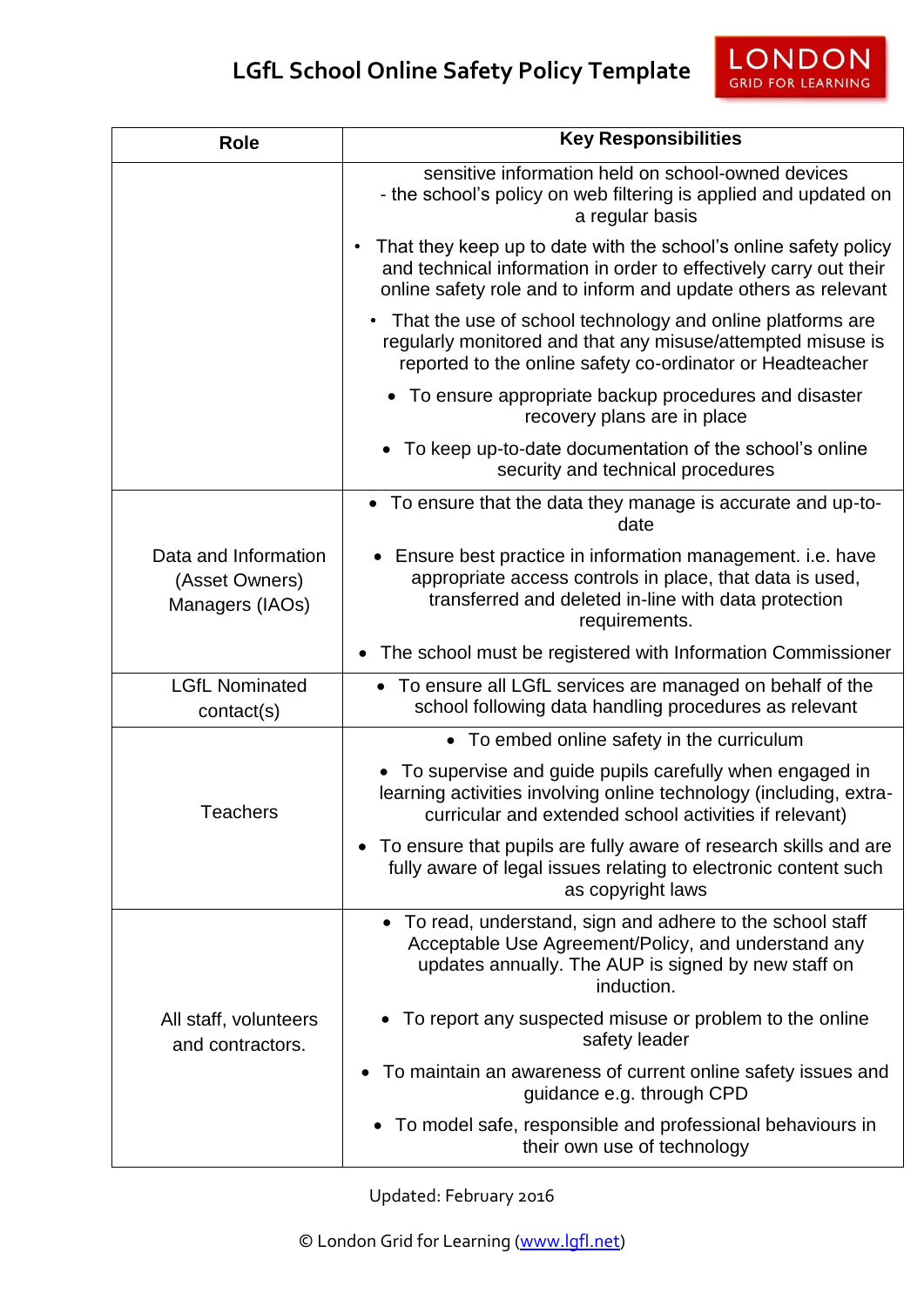| Role | Key Responsibilities |
|---|---|
| | sensitive information held on school-owned devices<br>- the school's policy on web filtering is applied and updated on a regular basis<br>• That they keep up to date with the school's online safety policy and technical information in order to effectively carry out their online safety role and to inform and update others as relevant<br>• That the use of school technology and online platforms are regularly monitored and that any misuse/attempted misuse is reported to the online safety co-ordinator or Headteacher<br>• To ensure appropriate backup procedures and disaster recovery plans are in place<br>• To keep up-to-date documentation of the school's online security and technical procedures |
| Data and Information (Asset Owners) Managers (IAOs) | • To ensure that the data they manage is accurate and up-to-date<br>• Ensure best practice in information management. i.e. have appropriate access controls in place, that data is used, transferred and deleted in-line with data protection requirements.<br>• The school must be registered with Information Commissioner |
| LGfL Nominated contact(s) | • To ensure all LGfL services are managed on behalf of the school following data handling procedures as relevant |
| Teachers | • To embed online safety in the curriculum<br>• To supervise and guide pupils carefully when engaged in learning activities involving online technology (including, extra-curricular and extended school activities if relevant)<br>• To ensure that pupils are fully aware of research skills and are fully aware of legal issues relating to electronic content such as copyright laws |
| All staff, volunteers and contractors. | • To read, understand, sign and adhere to the school staff Acceptable Use Agreement/Policy, and understand any updates annually. The AUP is signed by new staff on induction.<br>• To report any suspected misuse or problem to the online safety leader<br>• To maintain an awareness of current online safety issues and guidance e.g. through CPD<br>• To model safe, responsible and professional behaviours in their own use of technology |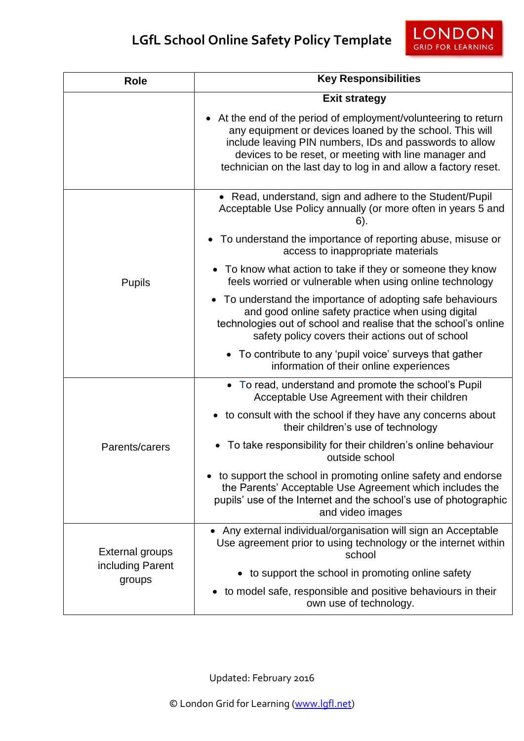| Role | Key Responsibilities |
| --- | --- |
| | **Exit strategy**<br><br>• At the end of the period of employment/volunteering to return any equipment or devices loaned by the school. This will include leaving PIN numbers, IDs and passwords to allow devices to be reset, or meeting with line manager and technician on the last day to log in and allow a factory reset. |
| Pupils | • Read, understand, sign and adhere to the Student/Pupil Acceptable Use Policy annually (or more often in years 5 and 6).<br><br>• To understand the importance of reporting abuse, misuse or access to inappropriate materials<br><br>• To know what action to take if they or someone they know feels worried or vulnerable when using online technology<br><br>• To understand the importance of adopting safe behaviours and good online safety practice when using digital technologies out of school and realise that the school's online safety policy covers their actions out of school<br><br>• To contribute to any 'pupil voice' surveys that gather information of their online experiences |
| Parents/carers | • To read, understand and promote the school's Pupil Acceptable Use Agreement with their children<br><br>• to consult with the school if they have any concerns about their children's use of technology<br><br>• To take responsibility for their children's online behaviour outside school<br><br>• to support the school in promoting online safety and endorse the Parents' Acceptable Use Agreement which includes the pupils' use of the Internet and the school's use of photographic and video images |
| External groups including Parent groups | • Any external individual/organisation will sign an Acceptable Use agreement prior to using technology or the internet within school<br><br>• to support the school in promoting online safety<br><br>• to model safe, responsible and positive behaviours in their own use of technology. |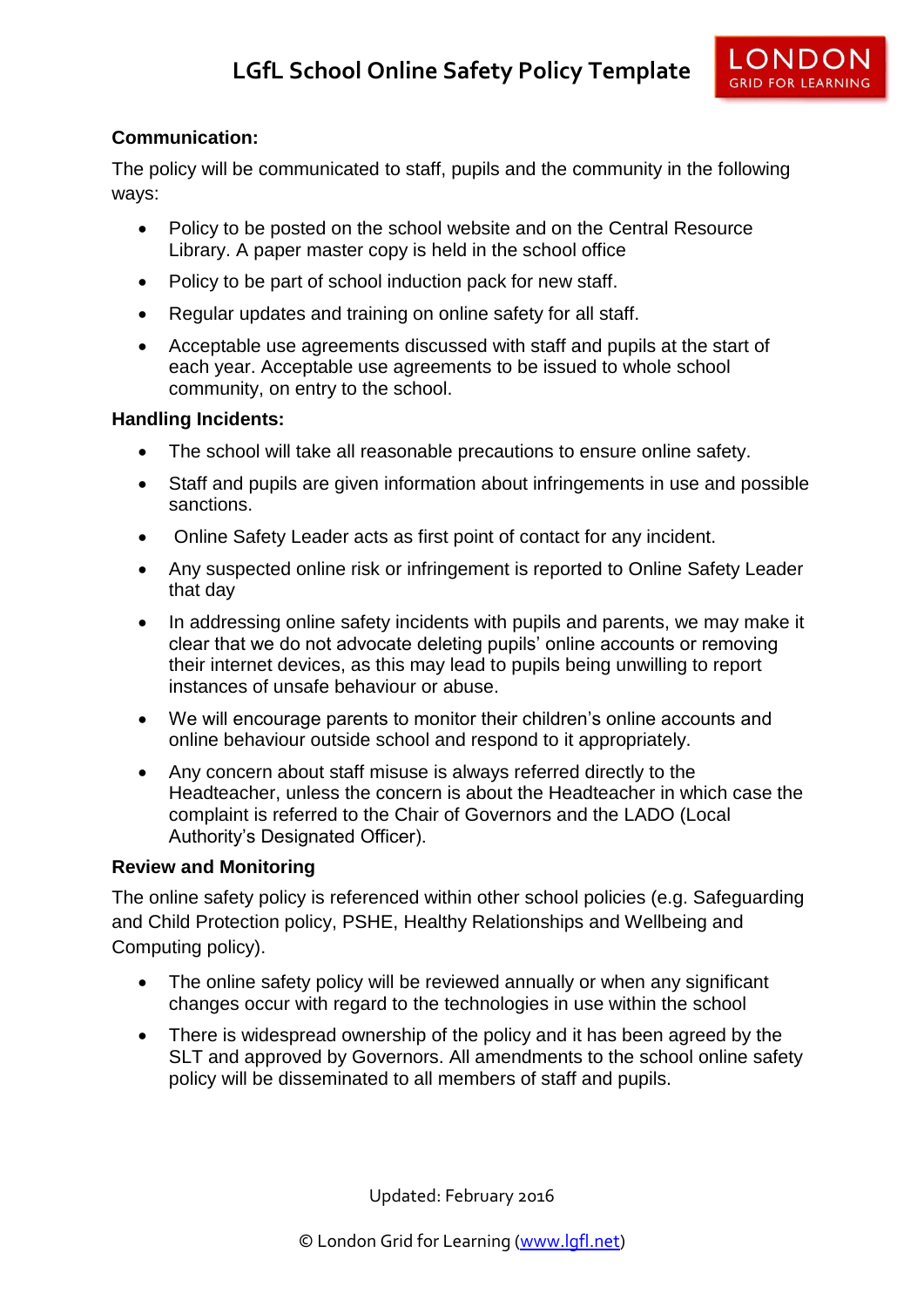**Communication:**

The policy will be communicated to staff, pupils and the community in the following ways:

- Policy to be posted on the school website and on the Central Resource Library. A paper master copy is held in the school office
- Policy to be part of school induction pack for new staff.
- Regular updates and training on online safety for all staff.
- Acceptable use agreements discussed with staff and pupils at the start of each year. Acceptable use agreements to be issued to whole school community, on entry to the school.

**Handling Incidents:**

- The school will take all reasonable precautions to ensure online safety.
- Staff and pupils are given information about infringements in use and possible sanctions.
- Online Safety Leader acts as first point of contact for any incident.
- Any suspected online risk or infringement is reported to Online Safety Leader that day
- In addressing online safety incidents with pupils and parents, we may make it clear that we do not advocate deleting pupils' online accounts or removing their internet devices, as this may lead to pupils being unwilling to report instances of unsafe behaviour or abuse.
- We will encourage parents to monitor their children's online accounts and online behaviour outside school and respond to it appropriately.
- Any concern about staff misuse is always referred directly to the Headteacher, unless the concern is about the Headteacher in which case the complaint is referred to the Chair of Governors and the LADO (Local Authority's Designated Officer).

**Review and Monitoring**

The online safety policy is referenced within other school policies (e.g. Safeguarding and Child Protection policy, PSHE, Healthy Relationships and Wellbeing and Computing policy).

- The online safety policy will be reviewed annually or when any significant changes occur with regard to the technologies in use within the school
- There is widespread ownership of the policy and it has been agreed by the SLT and approved by Governors. All amendments to the school online safety policy will be disseminated to all members of staff and pupils.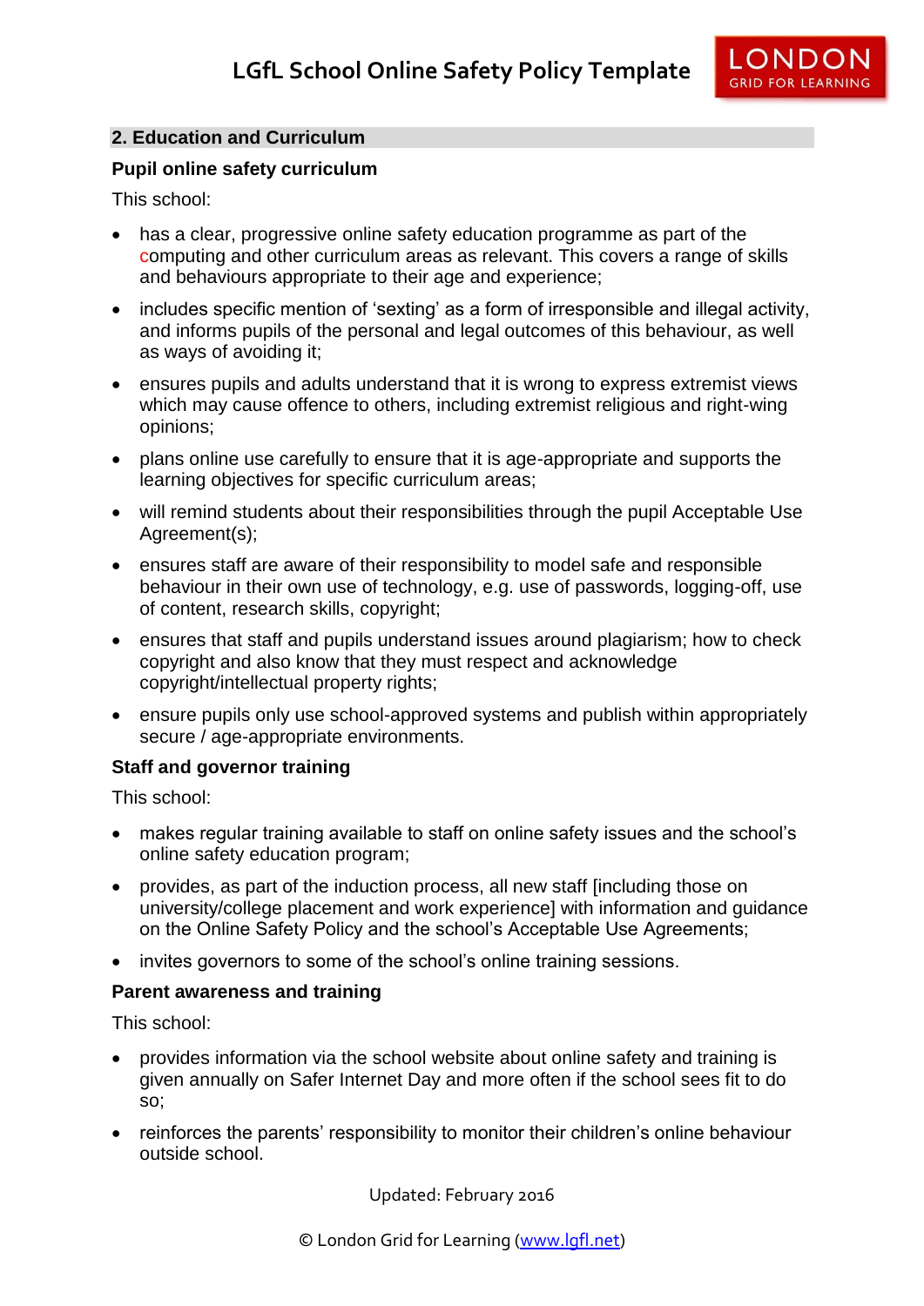## 2. Education and Curriculum

### Pupil online safety curriculum

This school:

- has a clear, progressive online safety education programme as part of the computing and other curriculum areas as relevant. This covers a range of skills and behaviours appropriate to their age and experience;
- includes specific mention of 'sexting' as a form of irresponsible and illegal activity, and informs pupils of the personal and legal outcomes of this behaviour, as well as ways of avoiding it;
- ensures pupils and adults understand that it is wrong to express extremist views which may cause offence to others, including extremist religious and right-wing opinions;
- plans online use carefully to ensure that it is age-appropriate and supports the learning objectives for specific curriculum areas;
- will remind students about their responsibilities through the pupil Acceptable Use Agreement(s);
- ensures staff are aware of their responsibility to model safe and responsible behaviour in their own use of technology, e.g. use of passwords, logging-off, use of content, research skills, copyright;
- ensures that staff and pupils understand issues around plagiarism; how to check copyright and also know that they must respect and acknowledge copyright/intellectual property rights;
- ensure pupils only use school-approved systems and publish within appropriately secure / age-appropriate environments.

### Staff and governor training

This school:

- makes regular training available to staff on online safety issues and the school's online safety education program;
- provides, as part of the induction process, all new staff [including those on university/college placement and work experience] with information and guidance on the Online Safety Policy and the school's Acceptable Use Agreements;
- invites governors to some of the school's online training sessions.

### Parent awareness and training

This school:

- provides information via the school website about online safety and training is given annually on Safer Internet Day and more often if the school sees fit to do so;
- reinforces the parents' responsibility to monitor their children's online behaviour outside school.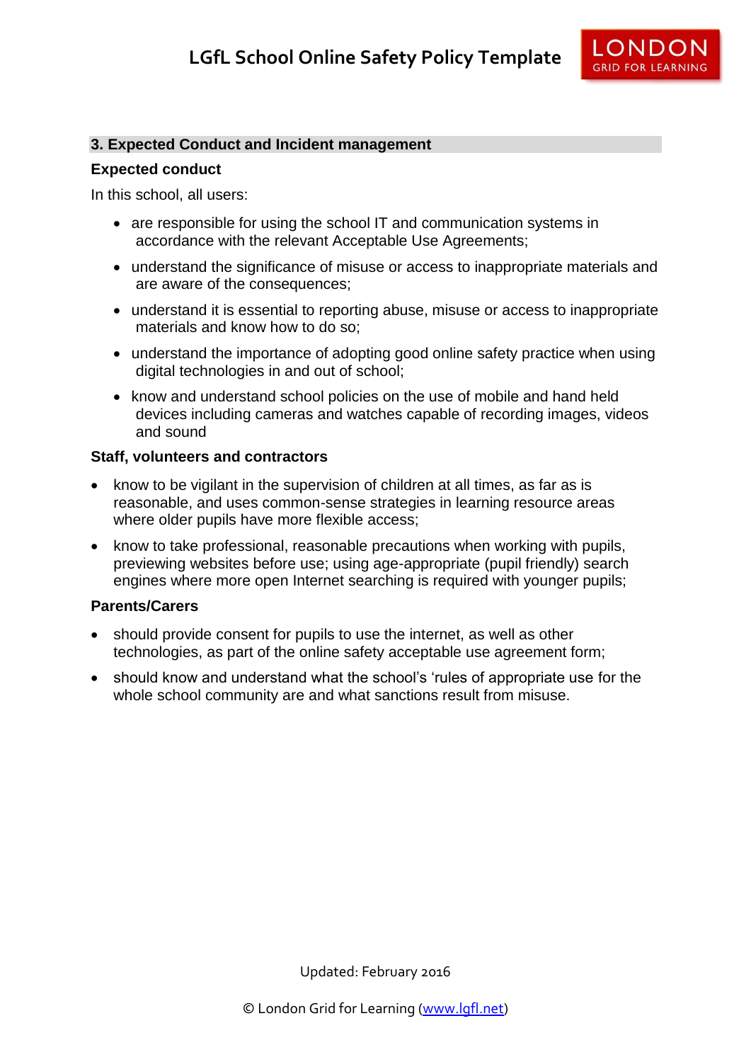## 3. Expected Conduct and Incident management

### Expected conduct

In this school, all users:

- are responsible for using the school IT and communication systems in accordance with the relevant Acceptable Use Agreements;
- understand the significance of misuse or access to inappropriate materials and are aware of the consequences;
- understand it is essential to reporting abuse, misuse or access to inappropriate materials and know how to do so;
- understand the importance of adopting good online safety practice when using digital technologies in and out of school;
- know and understand school policies on the use of mobile and hand held devices including cameras and watches capable of recording images, videos and sound

### Staff, volunteers and contractors

- know to be vigilant in the supervision of children at all times, as far as is reasonable, and uses common-sense strategies in learning resource areas where older pupils have more flexible access;
- know to take professional, reasonable precautions when working with pupils, previewing websites before use; using age-appropriate (pupil friendly) search engines where more open Internet searching is required with younger pupils;

### Parents/Carers

- should provide consent for pupils to use the internet, as well as other technologies, as part of the online safety acceptable use agreement form;
- should know and understand what the school's 'rules of appropriate use for the whole school community are and what sanctions result from misuse.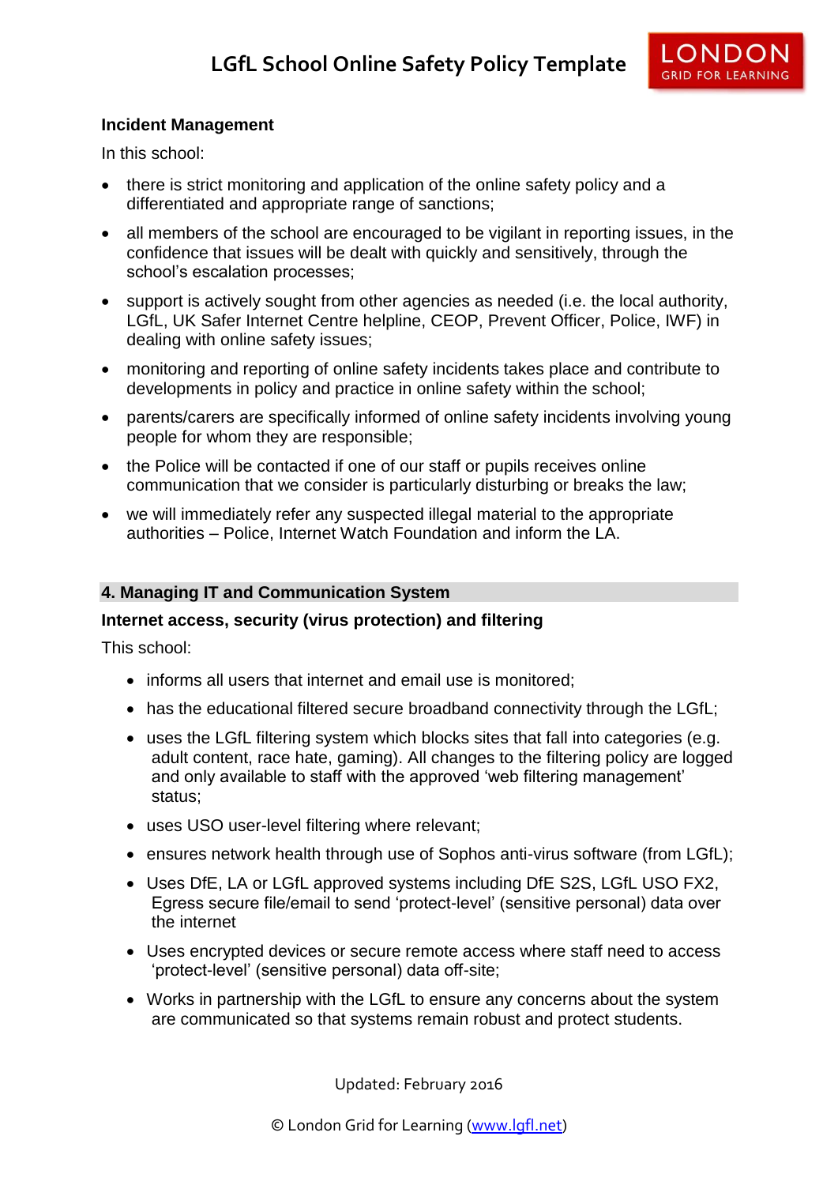**Incident Management**

In this school:

- there is strict monitoring and application of the online safety policy and a differentiated and appropriate range of sanctions;
- all members of the school are encouraged to be vigilant in reporting issues, in the confidence that issues will be dealt with quickly and sensitively, through the school's escalation processes;
- support is actively sought from other agencies as needed (i.e. the local authority, LGfL, UK Safer Internet Centre helpline, CEOP, Prevent Officer, Police, IWF) in dealing with online safety issues;
- monitoring and reporting of online safety incidents takes place and contribute to developments in policy and practice in online safety within the school;
- parents/carers are specifically informed of online safety incidents involving young people for whom they are responsible;
- the Police will be contacted if one of our staff or pupils receives online communication that we consider is particularly disturbing or breaks the law;
- we will immediately refer any suspected illegal material to the appropriate authorities – Police, Internet Watch Foundation and inform the LA.

## 4. Managing IT and Communication System

**Internet access, security (virus protection) and filtering**

This school:

- informs all users that internet and email use is monitored;
- has the educational filtered secure broadband connectivity through the LGfL;
- uses the LGfL filtering system which blocks sites that fall into categories (e.g. adult content, race hate, gaming). All changes to the filtering policy are logged and only available to staff with the approved 'web filtering management' status;
- uses USO user-level filtering where relevant;
- ensures network health through use of Sophos anti-virus software (from LGfL);
- Uses DfE, LA or LGfL approved systems including DfE S2S, LGfL USO FX2, Egress secure file/email to send 'protect-level' (sensitive personal) data over the internet
- Uses encrypted devices or secure remote access where staff need to access 'protect-level' (sensitive personal) data off-site;
- Works in partnership with the LGfL to ensure any concerns about the system are communicated so that systems remain robust and protect students.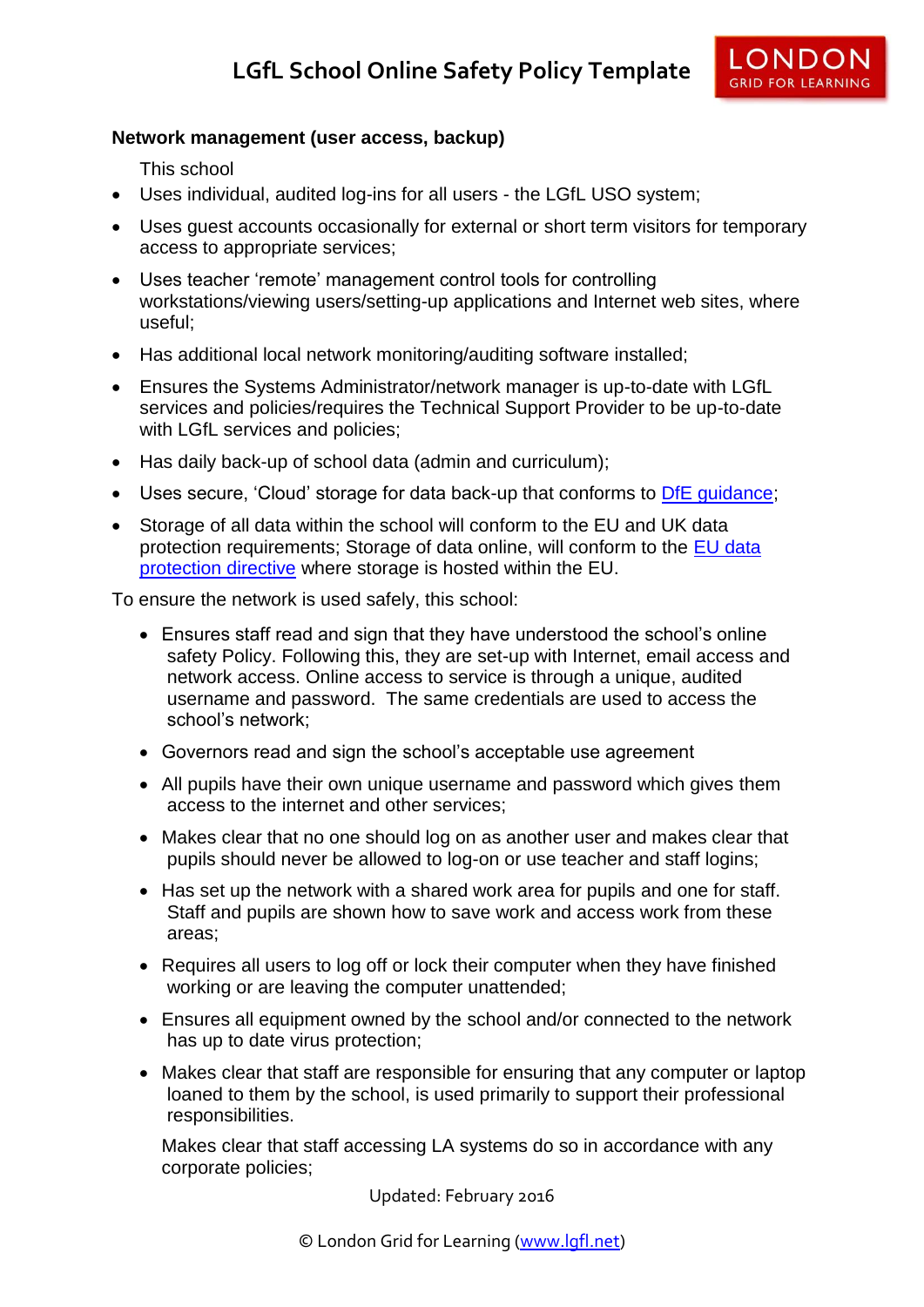**Network management (user access, backup)**

This school

- Uses individual, audited log-ins for all users - the LGfL USO system;
- Uses guest accounts occasionally for external or short term visitors for temporary access to appropriate services;
- Uses teacher 'remote' management control tools for controlling workstations/viewing users/setting-up applications and Internet web sites, where useful;
- Has additional local network monitoring/auditing software installed;
- Ensures the Systems Administrator/network manager is up-to-date with LGfL services and policies/requires the Technical Support Provider to be up-to-date with LGfL services and policies;
- Has daily back-up of school data (admin and curriculum);
- Uses secure, 'Cloud' storage for data back-up that conforms to DfE guidance;
- Storage of all data within the school will conform to the EU and UK data protection requirements; Storage of data online, will conform to the EU data protection directive where storage is hosted within the EU.

To ensure the network is used safely, this school:

- Ensures staff read and sign that they have understood the school's online safety Policy. Following this, they are set-up with Internet, email access and network access. Online access to service is through a unique, audited username and password. The same credentials are used to access the school's network;
- Governors read and sign the school's acceptable use agreement
- All pupils have their own unique username and password which gives them access to the internet and other services;
- Makes clear that no one should log on as another user and makes clear that pupils should never be allowed to log-on or use teacher and staff logins;
- Has set up the network with a shared work area for pupils and one for staff. Staff and pupils are shown how to save work and access work from these areas;
- Requires all users to log off or lock their computer when they have finished working or are leaving the computer unattended;
- Ensures all equipment owned by the school and/or connected to the network has up to date virus protection;
- Makes clear that staff are responsible for ensuring that any computer or laptop loaned to them by the school, is used primarily to support their professional responsibilities.

  Makes clear that staff accessing LA systems do so in accordance with any corporate policies;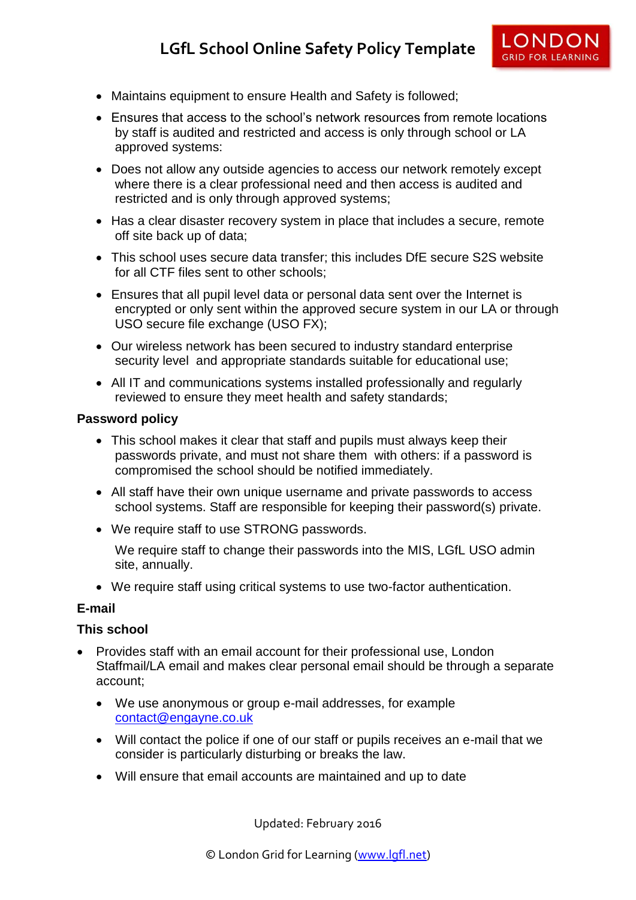- Maintains equipment to ensure Health and Safety is followed;
- Ensures that access to the school's network resources from remote locations by staff is audited and restricted and access is only through school or LA approved systems:
- Does not allow any outside agencies to access our network remotely except where there is a clear professional need and then access is audited and restricted and is only through approved systems;
- Has a clear disaster recovery system in place that includes a secure, remote off site back up of data;
- This school uses secure data transfer; this includes DfE secure S2S website for all CTF files sent to other schools;
- Ensures that all pupil level data or personal data sent over the Internet is encrypted or only sent within the approved secure system in our LA or through USO secure file exchange (USO FX);
- Our wireless network has been secured to industry standard enterprise security level and appropriate standards suitable for educational use;
- All IT and communications systems installed professionally and regularly reviewed to ensure they meet health and safety standards;

**Password policy**

- This school makes it clear that staff and pupils must always keep their passwords private, and must not share them with others: if a password is compromised the school should be notified immediately.
- All staff have their own unique username and private passwords to access school systems. Staff are responsible for keeping their password(s) private.
- We require staff to use STRONG passwords.

  We require staff to change their passwords into the MIS, LGfL USO admin site, annually.
- We require staff using critical systems to use two-factor authentication.

**E-mail**

**This school**

- Provides staff with an email account for their professional use, London Staffmail/LA email and makes clear personal email should be through a separate account;
  - We use anonymous or group e-mail addresses, for example contact@engayne.co.uk
  - Will contact the police if one of our staff or pupils receives an e-mail that we consider is particularly disturbing or breaks the law.
  - Will ensure that email accounts are maintained and up to date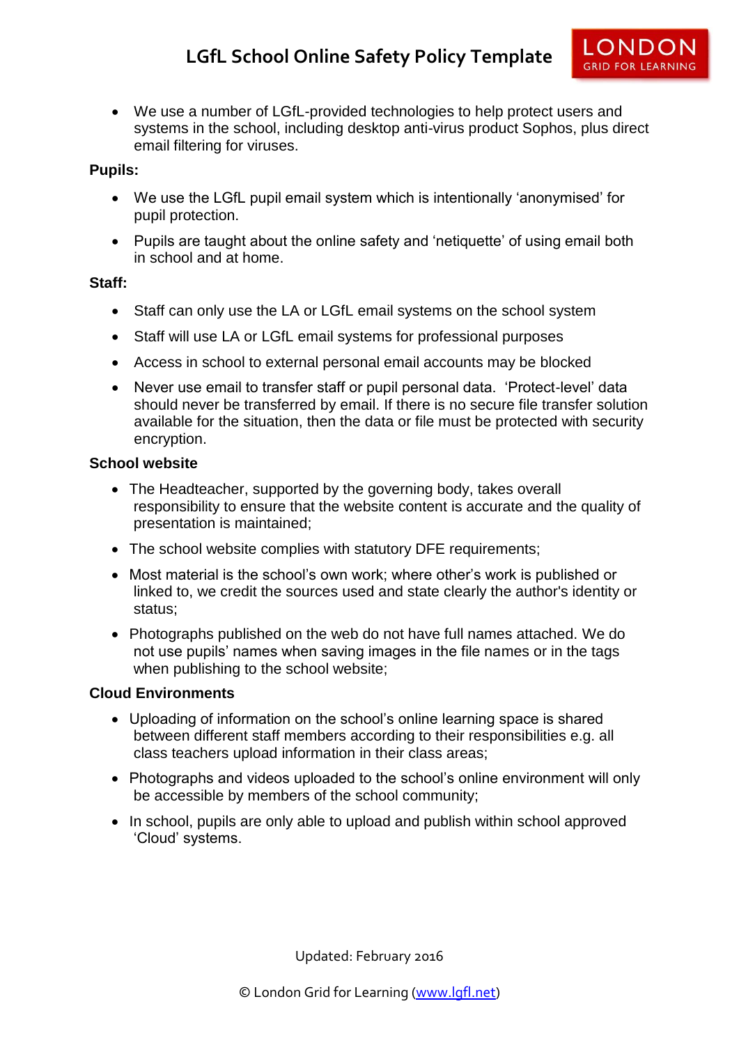- We use a number of LGfL-provided technologies to help protect users and systems in the school, including desktop anti-virus product Sophos, plus direct email filtering for viruses.

**Pupils:**

- We use the LGfL pupil email system which is intentionally 'anonymised' for pupil protection.
- Pupils are taught about the online safety and 'netiquette' of using email both in school and at home.

**Staff:**

- Staff can only use the LA or LGfL email systems on the school system
- Staff will use LA or LGfL email systems for professional purposes
- Access in school to external personal email accounts may be blocked
- Never use email to transfer staff or pupil personal data. 'Protect-level' data should never be transferred by email. If there is no secure file transfer solution available for the situation, then the data or file must be protected with security encryption.

**School website**

- The Headteacher, supported by the governing body, takes overall responsibility to ensure that the website content is accurate and the quality of presentation is maintained;
- The school website complies with statutory DFE requirements;
- Most material is the school's own work; where other's work is published or linked to, we credit the sources used and state clearly the author's identity or status;
- Photographs published on the web do not have full names attached. We do not use pupils' names when saving images in the file names or in the tags when publishing to the school website;

**Cloud Environments**

- Uploading of information on the school's online learning space is shared between different staff members according to their responsibilities e.g. all class teachers upload information in their class areas;
- Photographs and videos uploaded to the school's online environment will only be accessible by members of the school community;
- In school, pupils are only able to upload and publish within school approved 'Cloud' systems.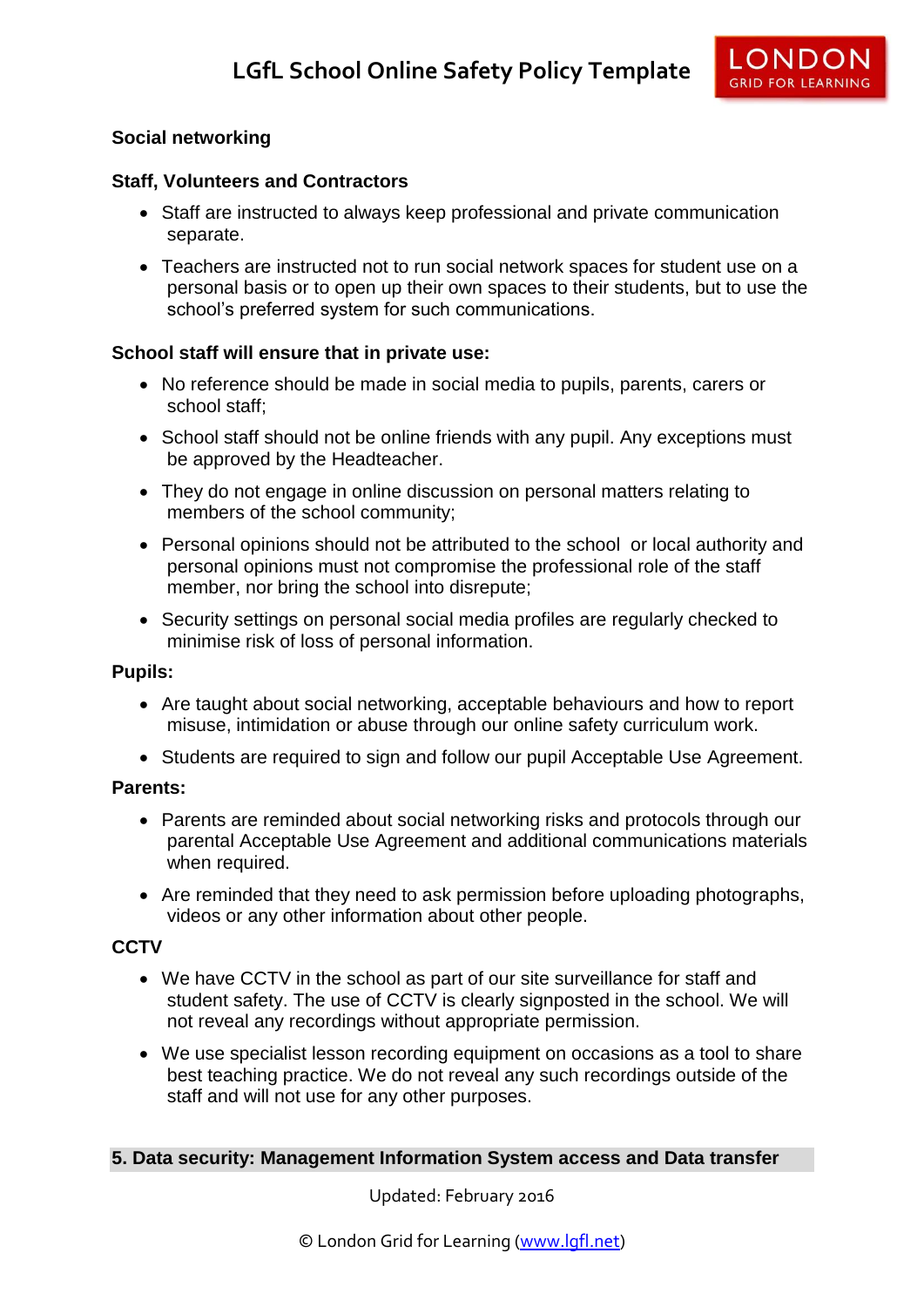### Social networking

#### Staff, Volunteers and Contractors

- Staff are instructed to always keep professional and private communication separate.
- Teachers are instructed not to run social network spaces for student use on a personal basis or to open up their own spaces to their students, but to use the school's preferred system for such communications.

#### School staff will ensure that in private use:

- No reference should be made in social media to pupils, parents, carers or school staff;
- School staff should not be online friends with any pupil. Any exceptions must be approved by the Headteacher.
- They do not engage in online discussion on personal matters relating to members of the school community;
- Personal opinions should not be attributed to the school or local authority and personal opinions must not compromise the professional role of the staff member, nor bring the school into disrepute;
- Security settings on personal social media profiles are regularly checked to minimise risk of loss of personal information.

#### Pupils:

- Are taught about social networking, acceptable behaviours and how to report misuse, intimidation or abuse through our online safety curriculum work.
- Students are required to sign and follow our pupil Acceptable Use Agreement.

#### Parents:

- Parents are reminded about social networking risks and protocols through our parental Acceptable Use Agreement and additional communications materials when required.
- Are reminded that they need to ask permission before uploading photographs, videos or any other information about other people.

### CCTV

- We have CCTV in the school as part of our site surveillance for staff and student safety. The use of CCTV is clearly signposted in the school. We will not reveal any recordings without appropriate permission.
- We use specialist lesson recording equipment on occasions as a tool to share best teaching practice. We do not reveal any such recordings outside of the staff and will not use for any other purposes.

## 5. Data security: Management Information System access and Data transfer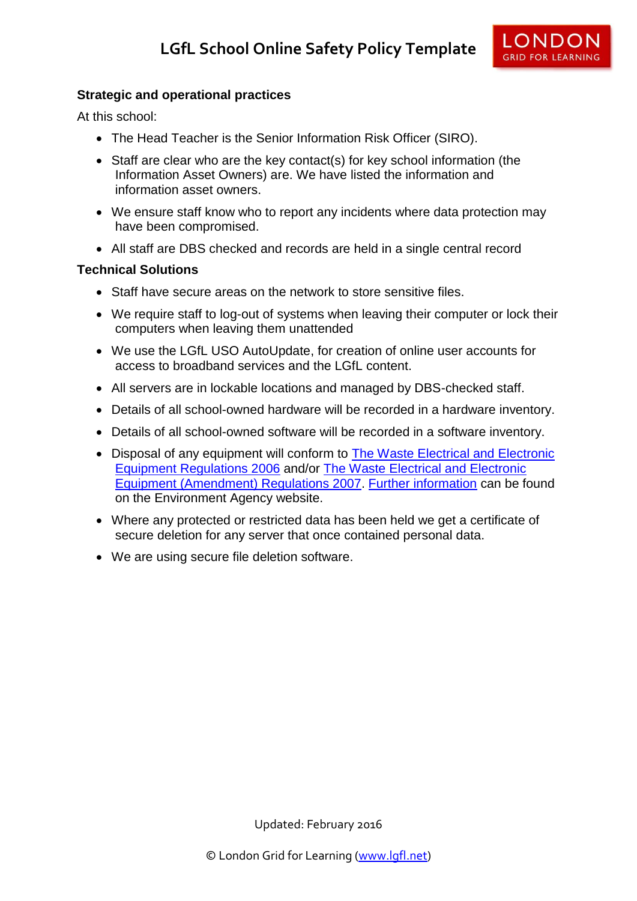**Strategic and operational practices**

At this school:

- The Head Teacher is the Senior Information Risk Officer (SIRO).
- Staff are clear who are the key contact(s) for key school information (the Information Asset Owners) are. We have listed the information and information asset owners.
- We ensure staff know who to report any incidents where data protection may have been compromised.
- All staff are DBS checked and records are held in a single central record

**Technical Solutions**

- Staff have secure areas on the network to store sensitive files.
- We require staff to log-out of systems when leaving their computer or lock their computers when leaving them unattended
- We use the LGfL USO AutoUpdate, for creation of online user accounts for access to broadband services and the LGfL content.
- All servers are in lockable locations and managed by DBS-checked staff.
- Details of all school-owned hardware will be recorded in a hardware inventory.
- Details of all school-owned software will be recorded in a software inventory.
- Disposal of any equipment will conform to The Waste Electrical and Electronic Equipment Regulations 2006 and/or The Waste Electrical and Electronic Equipment (Amendment) Regulations 2007. Further information can be found on the Environment Agency website.
- Where any protected or restricted data has been held we get a certificate of secure deletion for any server that once contained personal data.
- We are using secure file deletion software.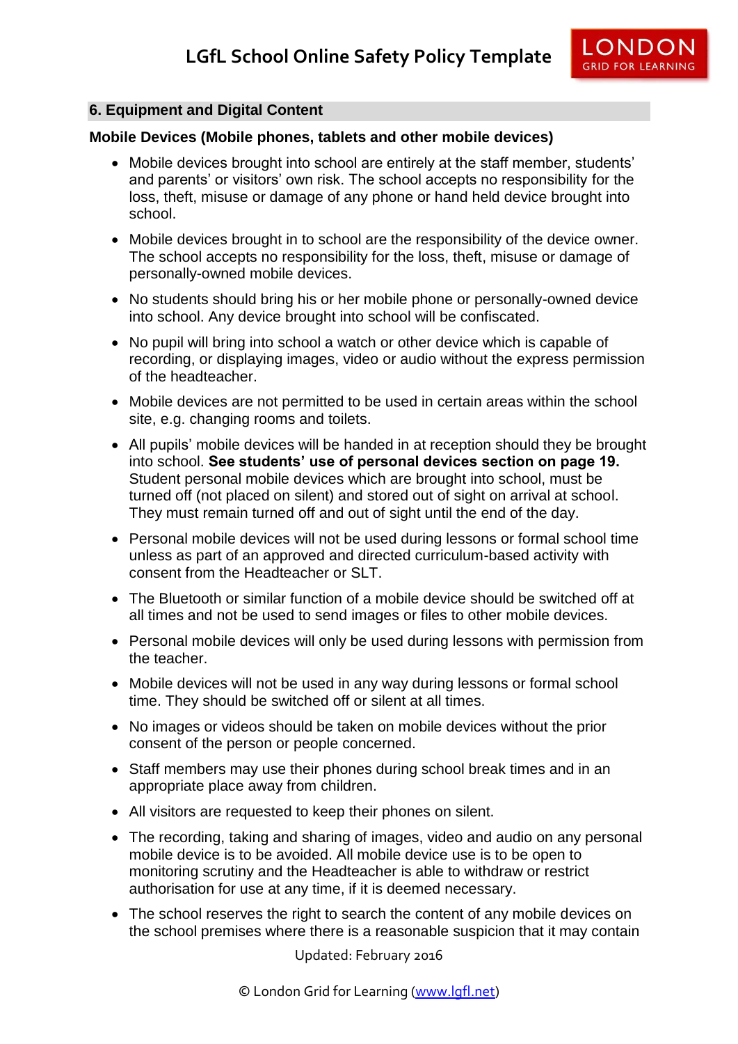## 6. Equipment and Digital Content

**Mobile Devices (Mobile phones, tablets and other mobile devices)**

- Mobile devices brought into school are entirely at the staff member, students' and parents' or visitors' own risk. The school accepts no responsibility for the loss, theft, misuse or damage of any phone or hand held device brought into school.
- Mobile devices brought in to school are the responsibility of the device owner. The school accepts no responsibility for the loss, theft, misuse or damage of personally-owned mobile devices.
- No students should bring his or her mobile phone or personally-owned device into school. Any device brought into school will be confiscated.
- No pupil will bring into school a watch or other device which is capable of recording, or displaying images, video or audio without the express permission of the headteacher.
- Mobile devices are not permitted to be used in certain areas within the school site, e.g. changing rooms and toilets.
- All pupils' mobile devices will be handed in at reception should they be brought into school. **See students' use of personal devices section on page 19.** Student personal mobile devices which are brought into school, must be turned off (not placed on silent) and stored out of sight on arrival at school. They must remain turned off and out of sight until the end of the day.
- Personal mobile devices will not be used during lessons or formal school time unless as part of an approved and directed curriculum-based activity with consent from the Headteacher or SLT.
- The Bluetooth or similar function of a mobile device should be switched off at all times and not be used to send images or files to other mobile devices.
- Personal mobile devices will only be used during lessons with permission from the teacher.
- Mobile devices will not be used in any way during lessons or formal school time. They should be switched off or silent at all times.
- No images or videos should be taken on mobile devices without the prior consent of the person or people concerned.
- Staff members may use their phones during school break times and in an appropriate place away from children.
- All visitors are requested to keep their phones on silent.
- The recording, taking and sharing of images, video and audio on any personal mobile device is to be avoided. All mobile device use is to be open to monitoring scrutiny and the Headteacher is able to withdraw or restrict authorisation for use at any time, if it is deemed necessary.
- The school reserves the right to search the content of any mobile devices on the school premises where there is a reasonable suspicion that it may contain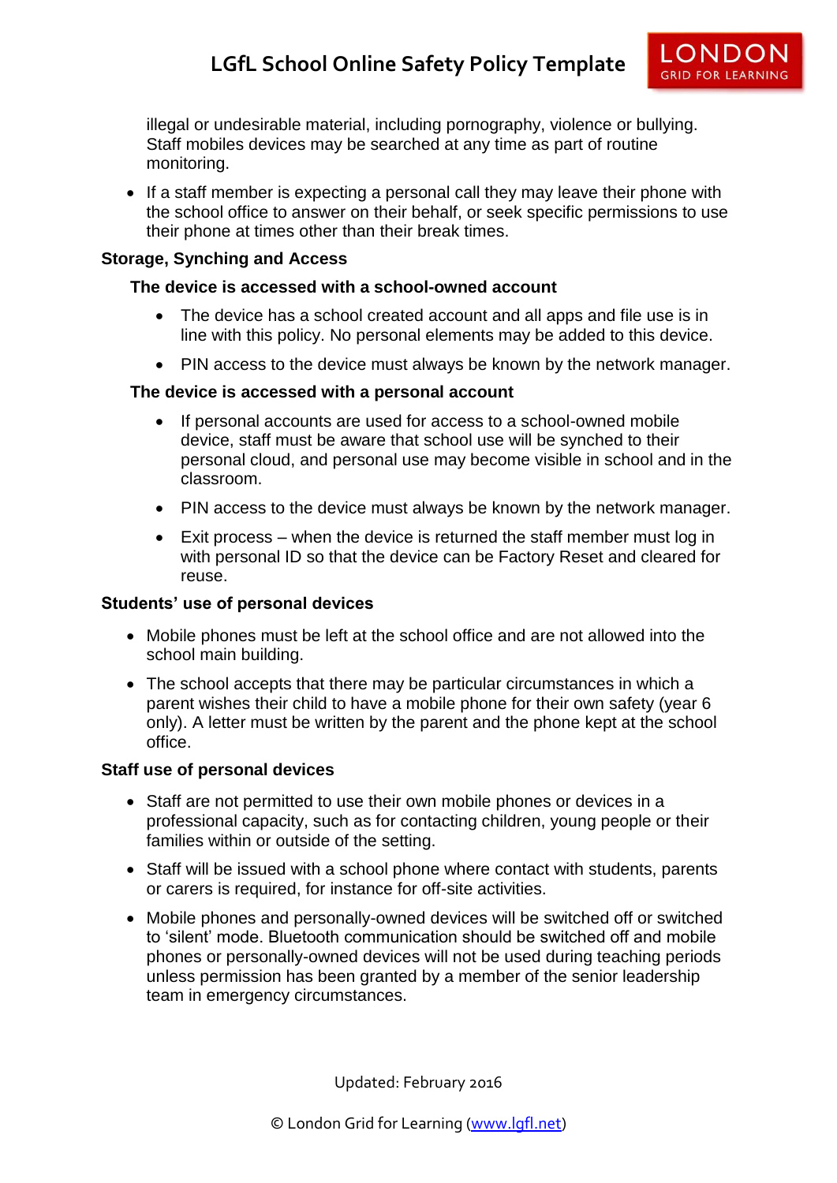illegal or undesirable material, including pornography, violence or bullying. Staff mobiles devices may be searched at any time as part of routine monitoring.

- If a staff member is expecting a personal call they may leave their phone with the school office to answer on their behalf, or seek specific permissions to use their phone at times other than their break times.

**Storage, Synching and Access**

**The device is accessed with a school-owned account**

- The device has a school created account and all apps and file use is in line with this policy. No personal elements may be added to this device.
- PIN access to the device must always be known by the network manager.

**The device is accessed with a personal account**

- If personal accounts are used for access to a school-owned mobile device, staff must be aware that school use will be synched to their personal cloud, and personal use may become visible in school and in the classroom.
- PIN access to the device must always be known by the network manager.
- Exit process – when the device is returned the staff member must log in with personal ID so that the device can be Factory Reset and cleared for reuse.

**Students' use of personal devices**

- Mobile phones must be left at the school office and are not allowed into the school main building.
- The school accepts that there may be particular circumstances in which a parent wishes their child to have a mobile phone for their own safety (year 6 only). A letter must be written by the parent and the phone kept at the school office.

**Staff use of personal devices**

- Staff are not permitted to use their own mobile phones or devices in a professional capacity, such as for contacting children, young people or their families within or outside of the setting.
- Staff will be issued with a school phone where contact with students, parents or carers is required, for instance for off-site activities.
- Mobile phones and personally-owned devices will be switched off or switched to 'silent' mode. Bluetooth communication should be switched off and mobile phones or personally-owned devices will not be used during teaching periods unless permission has been granted by a member of the senior leadership team in emergency circumstances.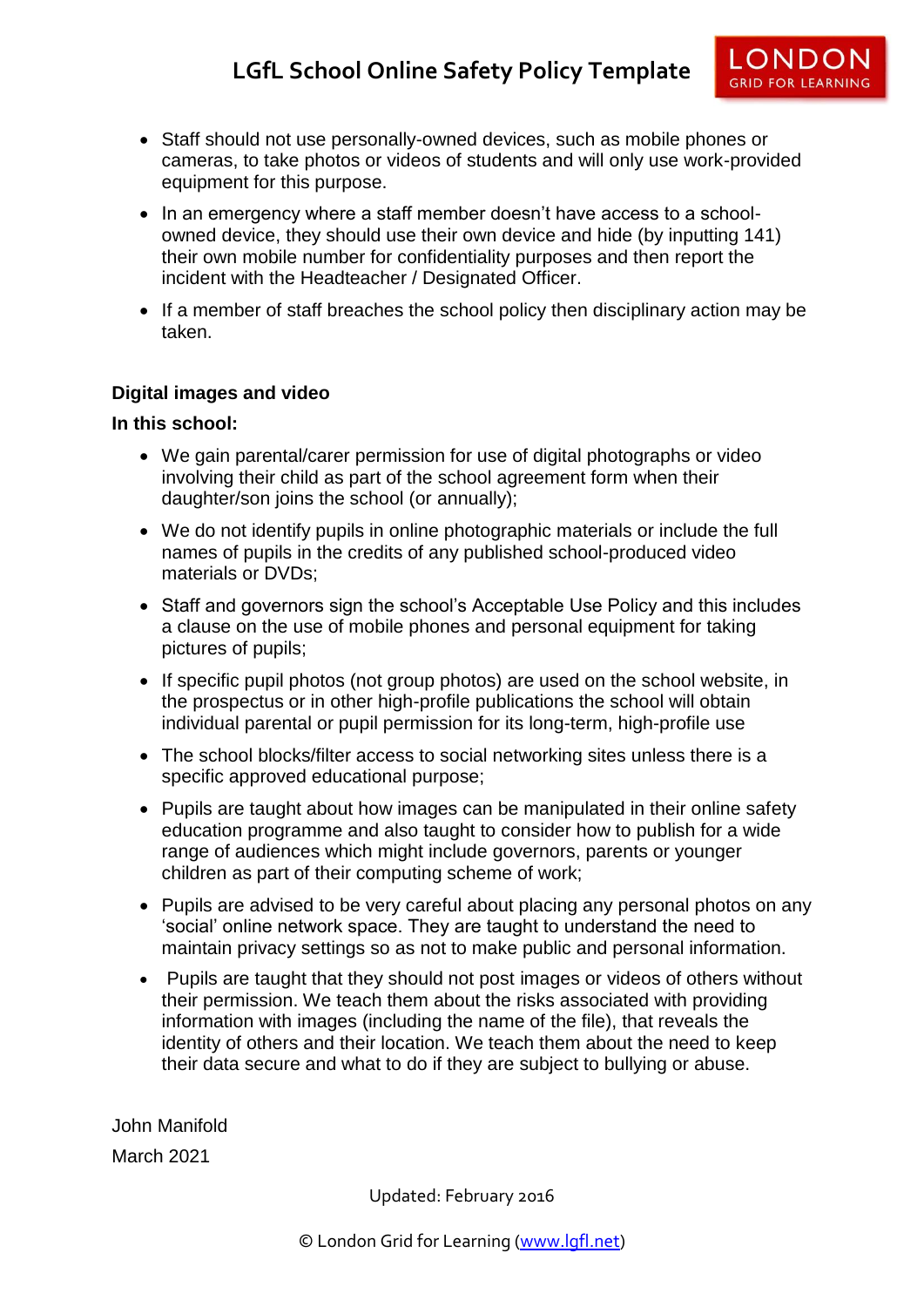- Staff should not use personally-owned devices, such as mobile phones or cameras, to take photos or videos of students and will only use work-provided equipment for this purpose.
- In an emergency where a staff member doesn't have access to a school-owned device, they should use their own device and hide (by inputting 141) their own mobile number for confidentiality purposes and then report the incident with the Headteacher / Designated Officer.
- If a member of staff breaches the school policy then disciplinary action may be taken.

**Digital images and video**

**In this school:**

- We gain parental/carer permission for use of digital photographs or video involving their child as part of the school agreement form when their daughter/son joins the school (or annually);
- We do not identify pupils in online photographic materials or include the full names of pupils in the credits of any published school-produced video materials or DVDs;
- Staff and governors sign the school's Acceptable Use Policy and this includes a clause on the use of mobile phones and personal equipment for taking pictures of pupils;
- If specific pupil photos (not group photos) are used on the school website, in the prospectus or in other high-profile publications the school will obtain individual parental or pupil permission for its long-term, high-profile use
- The school blocks/filter access to social networking sites unless there is a specific approved educational purpose;
- Pupils are taught about how images can be manipulated in their online safety education programme and also taught to consider how to publish for a wide range of audiences which might include governors, parents or younger children as part of their computing scheme of work;
- Pupils are advised to be very careful about placing any personal photos on any 'social' online network space. They are taught to understand the need to maintain privacy settings so as not to make public and personal information.
- Pupils are taught that they should not post images or videos of others without their permission. We teach them about the risks associated with providing information with images (including the name of the file), that reveals the identity of others and their location. We teach them about the need to keep their data secure and what to do if they are subject to bullying or abuse.

John Manifold

March 2021